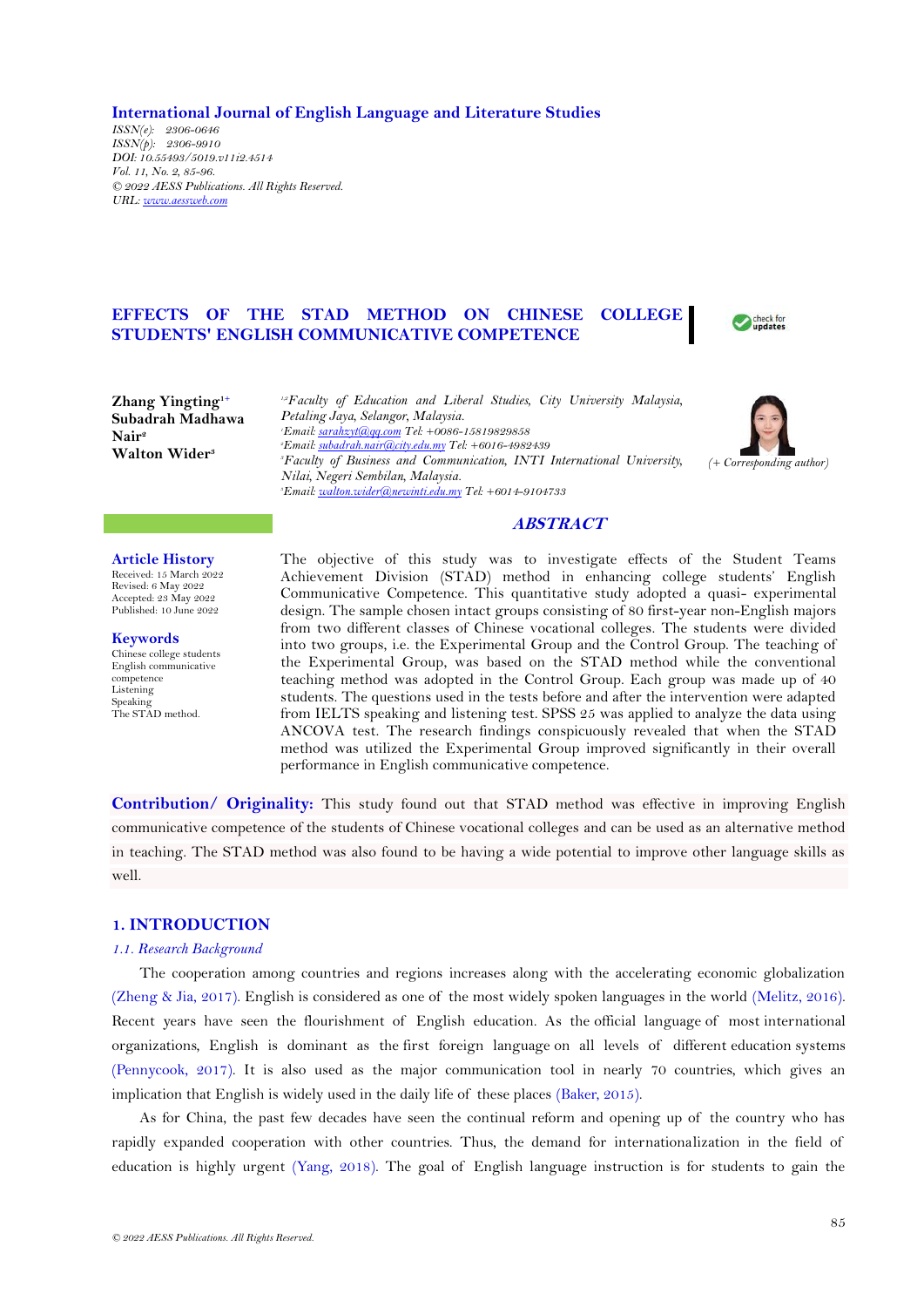**International Journal of English Language and Literature Studies**

*ISSN(e): 2306-0646*
*ISSN(p): 2306-9910*
*DOI: 10.55493/5019.v11i2.4514*
*Vol. 11, No. 2, 85-96.*
*© 2022 AESS Publications. All Rights Reserved.*
*URL: www.aessweb.com*

# EFFECTS OF THE STAD METHOD ON CHINESE COLLEGE STUDENTS' ENGLISH COMMUNICATIVE COMPETENCE

**Zhang Yingting[1+]**
**Subadrah Madhawa Nair[2]**
**Walton Wider[3]**

[1,2]*Faculty of Education and Liberal Studies, City University Malaysia, Petaling Jaya, Selangor, Malaysia.*
[1]*Email: sarahzyt@qq.com Tel: +0086-15819829858*
[2]*Email: subadrah.nair@city.edu.my Tel: +6016-4982439*
[3]*Faculty of Business and Communication, INTI International University, Nilai, Negeri Sembilan, Malaysia.*
[3]*Email: walton.wider@newinti.edu.my Tel: +6014-9104733*

*(+ Corresponding author)*

**Article History**
Received: 15 March 2022
Revised: 6 May 2022
Accepted: 23 May 2022
Published: 10 June 2022

**Keywords**
Chinese college students
English communicative competence
Listening
Speaking
The STAD method.

## *ABSTRACT*

The objective of this study was to investigate effects of the Student Teams Achievement Division (STAD) method in enhancing college students' English Communicative Competence. This quantitative study adopted a quasi- experimental design. The sample chosen intact groups consisting of 80 first-year non-English majors from two different classes of Chinese vocational colleges. The students were divided into two groups, i.e. the Experimental Group and the Control Group. The teaching of the Experimental Group, was based on the STAD method while the conventional teaching method was adopted in the Control Group. Each group was made up of 40 students. The questions used in the tests before and after the intervention were adapted from IELTS speaking and listening test. SPSS 25 was applied to analyze the data using ANCOVA test. The research findings conspicuously revealed that when the STAD method was utilized the Experimental Group improved significantly in their overall performance in English communicative competence.

**Contribution/ Originality:** This study found out that STAD method was effective in improving English communicative competence of the students of Chinese vocational colleges and can be used as an alternative method in teaching. The STAD method was also found to be having a wide potential to improve other language skills as well.

## 1. INTRODUCTION

### *1.1. Research Background*

The cooperation among countries and regions increases along with the accelerating economic globalization (Zheng & Jia, 2017). English is considered as one of the most widely spoken languages in the world (Melitz, 2016). Recent years have seen the flourishment of English education. As the official language of most international organizations, English is dominant as the first foreign language on all levels of different education systems (Pennycook, 2017). It is also used as the major communication tool in nearly 70 countries, which gives an implication that English is widely used in the daily life of these places (Baker, 2015).

As for China, the past few decades have seen the continual reform and opening up of the country who has rapidly expanded cooperation with other countries. Thus, the demand for internationalization in the field of education is highly urgent (Yang, 2018). The goal of English language instruction is for students to gain the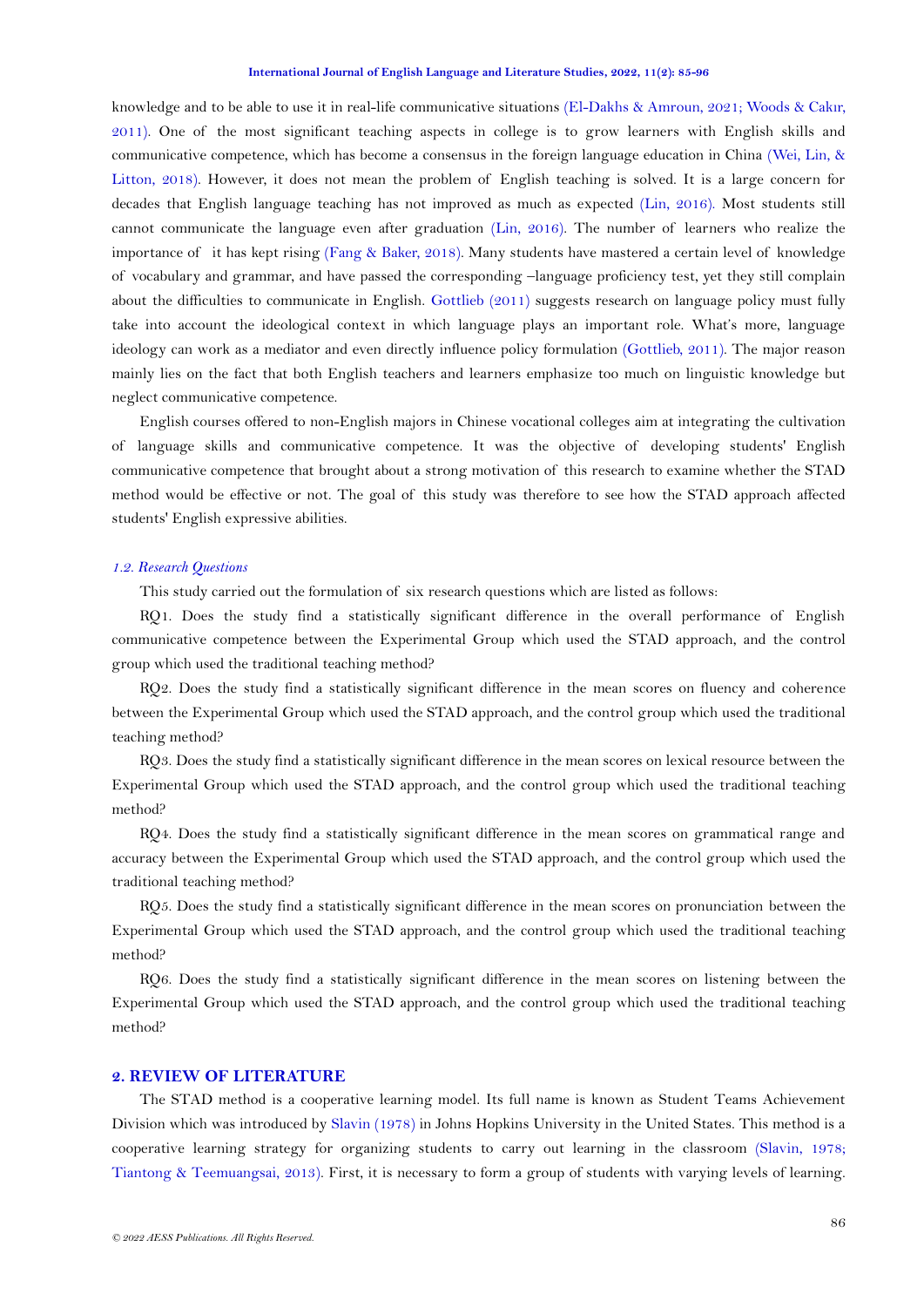knowledge and to be able to use it in real-life communicative situations (El-Dakhs & Amroun, 2021; Woods & Cakır, 2011). One of the most significant teaching aspects in college is to grow learners with English skills and communicative competence, which has become a consensus in the foreign language education in China (Wei, Lin, & Litton, 2018). However, it does not mean the problem of English teaching is solved. It is a large concern for decades that English language teaching has not improved as much as expected (Lin, 2016). Most students still cannot communicate the language even after graduation (Lin, 2016). The number of learners who realize the importance of it has kept rising (Fang & Baker, 2018). Many students have mastered a certain level of knowledge of vocabulary and grammar, and have passed the corresponding –language proficiency test, yet they still complain about the difficulties to communicate in English. Gottlieb (2011) suggests research on language policy must fully take into account the ideological context in which language plays an important role. What's more, language ideology can work as a mediator and even directly influence policy formulation (Gottlieb, 2011). The major reason mainly lies on the fact that both English teachers and learners emphasize too much on linguistic knowledge but neglect communicative competence.

English courses offered to non-English majors in Chinese vocational colleges aim at integrating the cultivation of language skills and communicative competence. It was the objective of developing students' English communicative competence that brought about a strong motivation of this research to examine whether the STAD method would be effective or not. The goal of this study was therefore to see how the STAD approach affected students' English expressive abilities.

### *1.2. Research Questions*

This study carried out the formulation of six research questions which are listed as follows:

RQ1. Does the study find a statistically significant difference in the overall performance of English communicative competence between the Experimental Group which used the STAD approach, and the control group which used the traditional teaching method?

RQ2. Does the study find a statistically significant difference in the mean scores on fluency and coherence between the Experimental Group which used the STAD approach, and the control group which used the traditional teaching method?

RQ3. Does the study find a statistically significant difference in the mean scores on lexical resource between the Experimental Group which used the STAD approach, and the control group which used the traditional teaching method?

RQ4. Does the study find a statistically significant difference in the mean scores on grammatical range and accuracy between the Experimental Group which used the STAD approach, and the control group which used the traditional teaching method?

RQ5. Does the study find a statistically significant difference in the mean scores on pronunciation between the Experimental Group which used the STAD approach, and the control group which used the traditional teaching method?

RQ6. Does the study find a statistically significant difference in the mean scores on listening between the Experimental Group which used the STAD approach, and the control group which used the traditional teaching method?

## 2. REVIEW OF LITERATURE

The STAD method is a cooperative learning model. Its full name is known as Student Teams Achievement Division which was introduced by Slavin (1978) in Johns Hopkins University in the United States. This method is a cooperative learning strategy for organizing students to carry out learning in the classroom (Slavin, 1978; Tiantong & Teemuangsai, 2013). First, it is necessary to form a group of students with varying levels of learning.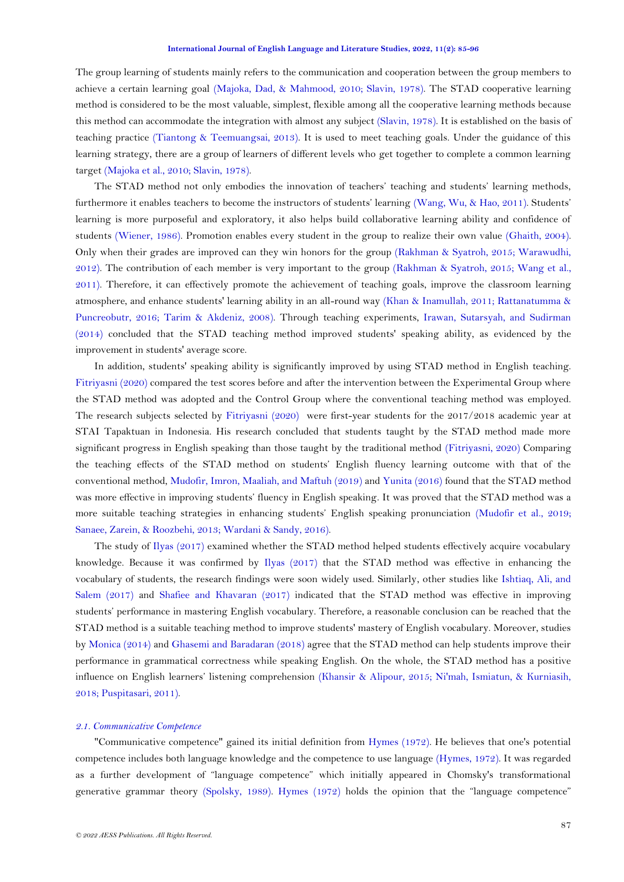The group learning of students mainly refers to the communication and cooperation between the group members to achieve a certain learning goal (Majoka, Dad, & Mahmood, 2010; Slavin, 1978). The STAD cooperative learning method is considered to be the most valuable, simplest, flexible among all the cooperative learning methods because this method can accommodate the integration with almost any subject (Slavin, 1978). It is established on the basis of teaching practice (Tiantong & Teemuangsai, 2013). It is used to meet teaching goals. Under the guidance of this learning strategy, there are a group of learners of different levels who get together to complete a common learning target (Majoka et al., 2010; Slavin, 1978).

The STAD method not only embodies the innovation of teachers' teaching and students' learning methods, furthermore it enables teachers to become the instructors of students' learning (Wang, Wu, & Hao, 2011). Students' learning is more purposeful and exploratory, it also helps build collaborative learning ability and confidence of students (Wiener, 1986). Promotion enables every student in the group to realize their own value (Ghaith, 2004). Only when their grades are improved can they win honors for the group (Rakhman & Syatroh, 2015; Warawudhi, 2012). The contribution of each member is very important to the group (Rakhman & Syatroh, 2015; Wang et al., 2011). Therefore, it can effectively promote the achievement of teaching goals, improve the classroom learning atmosphere, and enhance students' learning ability in an all-round way (Khan & Inamullah, 2011; Rattanatumma & Puncreobutr, 2016; Tarim & Akdeniz, 2008). Through teaching experiments, Irawan, Sutarsyah, and Sudirman (2014) concluded that the STAD teaching method improved students' speaking ability, as evidenced by the improvement in students' average score.

In addition, students' speaking ability is significantly improved by using STAD method in English teaching. Fitriyasni (2020) compared the test scores before and after the intervention between the Experimental Group where the STAD method was adopted and the Control Group where the conventional teaching method was employed. The research subjects selected by Fitriyasni (2020) were first-year students for the 2017/2018 academic year at STAI Tapaktuan in Indonesia. His research concluded that students taught by the STAD method made more significant progress in English speaking than those taught by the traditional method (Fitriyasni, 2020) Comparing the teaching effects of the STAD method on students' English fluency learning outcome with that of the conventional method, Mudofir, Imron, Maaliah, and Maftuh (2019) and Yunita (2016) found that the STAD method was more effective in improving students' fluency in English speaking. It was proved that the STAD method was a more suitable teaching strategies in enhancing students' English speaking pronunciation (Mudofir et al., 2019; Sanaee, Zarein, & Roozbehi, 2013; Wardani & Sandy, 2016).

The study of Ilyas (2017) examined whether the STAD method helped students effectively acquire vocabulary knowledge. Because it was confirmed by Ilyas (2017) that the STAD method was effective in enhancing the vocabulary of students, the research findings were soon widely used. Similarly, other studies like Ishtiaq, Ali, and Salem (2017) and Shafiee and Khavaran (2017) indicated that the STAD method was effective in improving students' performance in mastering English vocabulary. Therefore, a reasonable conclusion can be reached that the STAD method is a suitable teaching method to improve students' mastery of English vocabulary. Moreover, studies by Monica (2014) and Ghasemi and Baradaran (2018) agree that the STAD method can help students improve their performance in grammatical correctness while speaking English. On the whole, the STAD method has a positive influence on English learners' listening comprehension (Khansir & Alipour, 2015; Ni'mah, Ismiatun, & Kurniasih, 2018; Puspitasari, 2011).

### *2.1. Communicative Competence*

"Communicative competence" gained its initial definition from Hymes (1972). He believes that one's potential competence includes both language knowledge and the competence to use language (Hymes, 1972). It was regarded as a further development of "language competence" which initially appeared in Chomsky's transformational generative grammar theory (Spolsky, 1989). Hymes (1972) holds the opinion that the "language competence"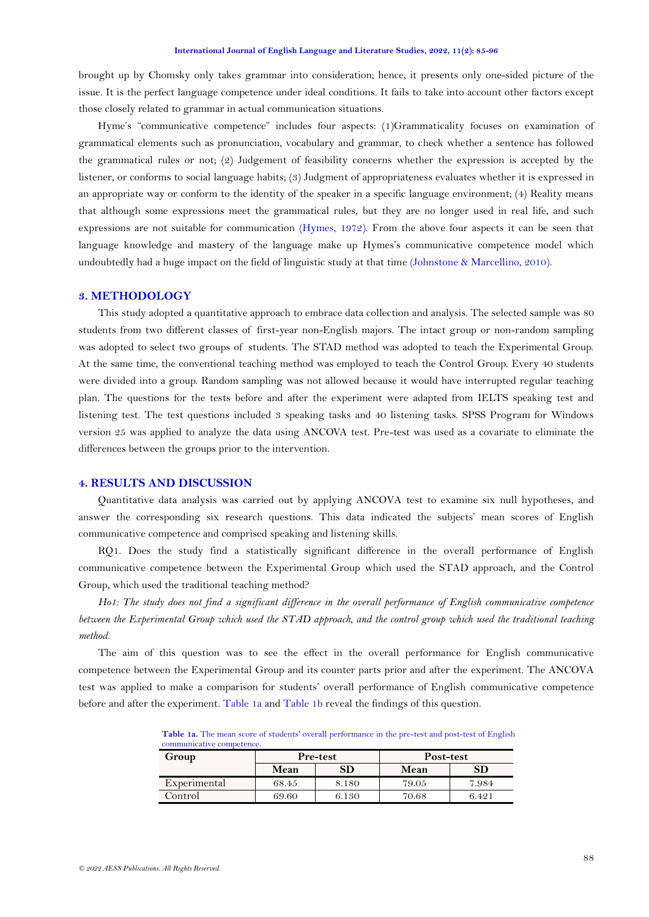brought up by Chomsky only takes grammar into consideration; hence, it presents only one-sided picture of the issue. It is the perfect language competence under ideal conditions. It fails to take into account other factors except those closely related to grammar in actual communication situations.

Hyme's "communicative competence" includes four aspects: (1)Grammaticality focuses on examination of grammatical elements such as pronunciation, vocabulary and grammar, to check whether a sentence has followed the grammatical rules or not; (2) Judgement of feasibility concerns whether the expression is accepted by the listener, or conforms to social language habits; (3) Judgment of appropriateness evaluates whether it is expressed in an appropriate way or conform to the identity of the speaker in a specific language environment; (4) Reality means that although some expressions meet the grammatical rules, but they are no longer used in real life, and such expressions are not suitable for communication (Hymes, 1972). From the above four aspects it can be seen that language knowledge and mastery of the language make up Hymes's communicative competence model which undoubtedly had a huge impact on the field of linguistic study at that time (Johnstone & Marcellino, 2010).

## 3. METHODOLOGY

This study adopted a quantitative approach to embrace data collection and analysis. The selected sample was 80 students from two different classes of first-year non-English majors. The intact group or non-random sampling was adopted to select two groups of students. The STAD method was adopted to teach the Experimental Group. At the same time, the conventional teaching method was employed to teach the Control Group. Every 40 students were divided into a group. Random sampling was not allowed because it would have interrupted regular teaching plan. The questions for the tests before and after the experiment were adapted from IELTS speaking test and listening test. The test questions included 3 speaking tasks and 40 listening tasks. SPSS Program for Windows version 25 was applied to analyze the data using ANCOVA test. Pre-test was used as a covariate to eliminate the differences between the groups prior to the intervention.

## 4. RESULTS AND DISCUSSION

Quantitative data analysis was carried out by applying ANCOVA test to examine six null hypotheses, and answer the corresponding six research questions. This data indicated the subjects' mean scores of English communicative competence and comprised speaking and listening skills.

RQ1. Does the study find a statistically significant difference in the overall performance of English communicative competence between the Experimental Group which used the STAD approach, and the Control Group, which used the traditional teaching method?

*Ho1: The study does not find a significant difference in the overall performance of English communicative competence between the Experimental Group which used the STAD approach, and the control group which used the traditional teaching method.*

The aim of this question was to see the effect in the overall performance for English communicative competence between the Experimental Group and its counter parts prior and after the experiment. The ANCOVA test was applied to make a comparison for students' overall performance of English communicative competence before and after the experiment. Table 1a and Table 1b reveal the findings of this question.

**Table 1a.** The mean score of students' overall performance in the pre-test and post-test of English communicative competence.

| Group | Pre-test | | Post-test | |
|---|---|---|---|---|
| | Mean | SD | Mean | SD |
| Experimental | 68.45 | 8.180 | 79.05 | 7.984 |
| Control | 69.60 | 6.130 | 70.68 | 6.421 |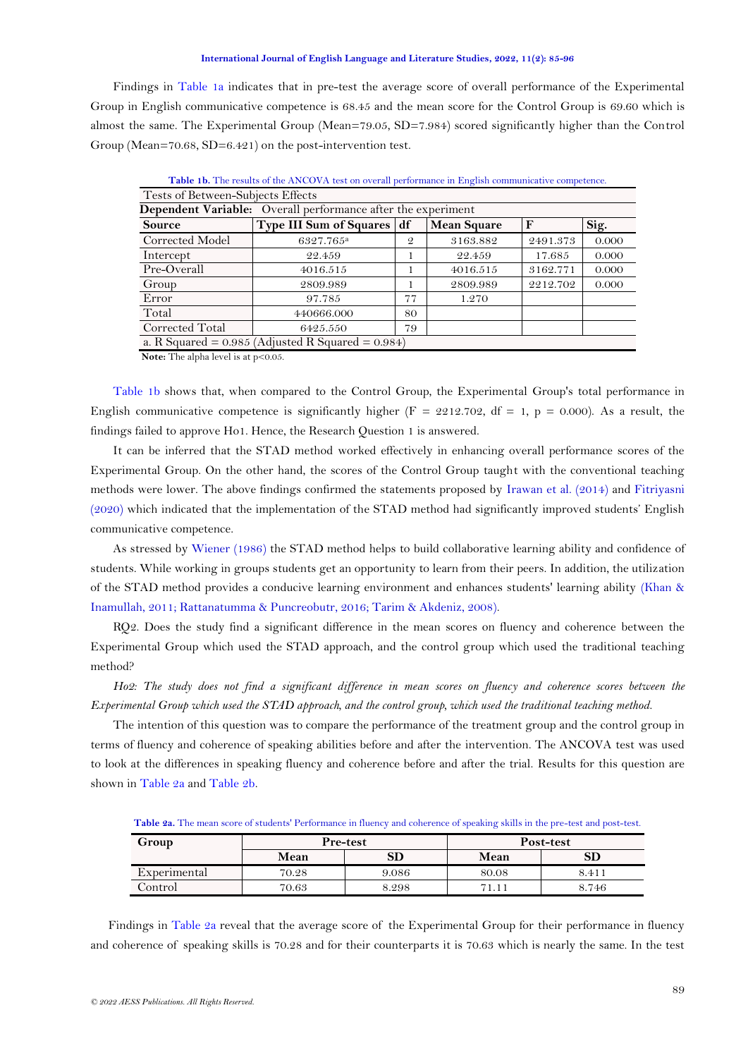Findings in Table 1a indicates that in pre-test the average score of overall performance of the Experimental Group in English communicative competence is 68.45 and the mean score for the Control Group is 69.60 which is almost the same. The Experimental Group (Mean=79.05, SD=7.984) scored significantly higher than the Control Group (Mean=70.68, SD=6.421) on the post-intervention test.

**Table 1b.** The results of the ANCOVA test on overall performance in English communicative competence.

| Tests of Between-Subjects Effects | | | | | |
|---|---|---|---|---|---|
| **Dependent Variable:** Overall performance after the experiment | | | | | |
| **Source** | **Type III Sum of Squares** | **df** | **Mean Square** | **F** | **Sig.** |
| Corrected Model | 6327.765[a] | 2 | 3163.882 | 2491.373 | 0.000 |
| Intercept | 22.459 | 1 | 22.459 | 17.685 | 0.000 |
| Pre-Overall | 4016.515 | 1 | 4016.515 | 3162.771 | 0.000 |
| Group | 2809.989 | 1 | 2809.989 | 2212.702 | 0.000 |
| Error | 97.785 | 77 | 1.270 | | |
| Total | 440666.000 | 80 | | | |
| Corrected Total | 6425.550 | 79 | | | |
| a. R Squared = 0.985 (Adjusted R Squared = 0.984) | | | | | |

**Note:** The alpha level is at $p<0.05$.

Table 1b shows that, when compared to the Control Group, the Experimental Group's total performance in English communicative competence is significantly higher ($F = 2212.702$, $df = 1$, $p = 0.000$). As a result, the findings failed to approve Ho1. Hence, the Research Question 1 is answered.

It can be inferred that the STAD method worked effectively in enhancing overall performance scores of the Experimental Group. On the other hand, the scores of the Control Group taught with the conventional teaching methods were lower. The above findings confirmed the statements proposed by Irawan et al. (2014) and Fitriyasni (2020) which indicated that the implementation of the STAD method had significantly improved students' English communicative competence.

As stressed by Wiener (1986) the STAD method helps to build collaborative learning ability and confidence of students. While working in groups students get an opportunity to learn from their peers. In addition, the utilization of the STAD method provides a conducive learning environment and enhances students' learning ability (Khan & Inamullah, 2011; Rattanatumma & Puncreobutr, 2016; Tarim & Akdeniz, 2008).

RQ2. Does the study find a significant difference in the mean scores on fluency and coherence between the Experimental Group which used the STAD approach, and the control group which used the traditional teaching method?

*Ho2: The study does not find a significant difference in mean scores on fluency and coherence scores between the Experimental Group which used the STAD approach, and the control group, which used the traditional teaching method.*

The intention of this question was to compare the performance of the treatment group and the control group in terms of fluency and coherence of speaking abilities before and after the intervention. The ANCOVA test was used to look at the differences in speaking fluency and coherence before and after the trial. Results for this question are shown in Table 2a and Table 2b.

**Table 2a.** The mean score of students' Performance in fluency and coherence of speaking skills in the pre-test and post-test.

| Group | Pre-test | | Post-test | |
|---|---|---|---|---|
| | **Mean** | **SD** | **Mean** | **SD** |
| Experimental | 70.28 | 9.086 | 80.08 | 8.411 |
| Control | 70.63 | 8.298 | 71.11 | 8.746 |

Findings in Table 2a reveal that the average score of the Experimental Group for their performance in fluency and coherence of speaking skills is 70.28 and for their counterparts it is 70.63 which is nearly the same. In the test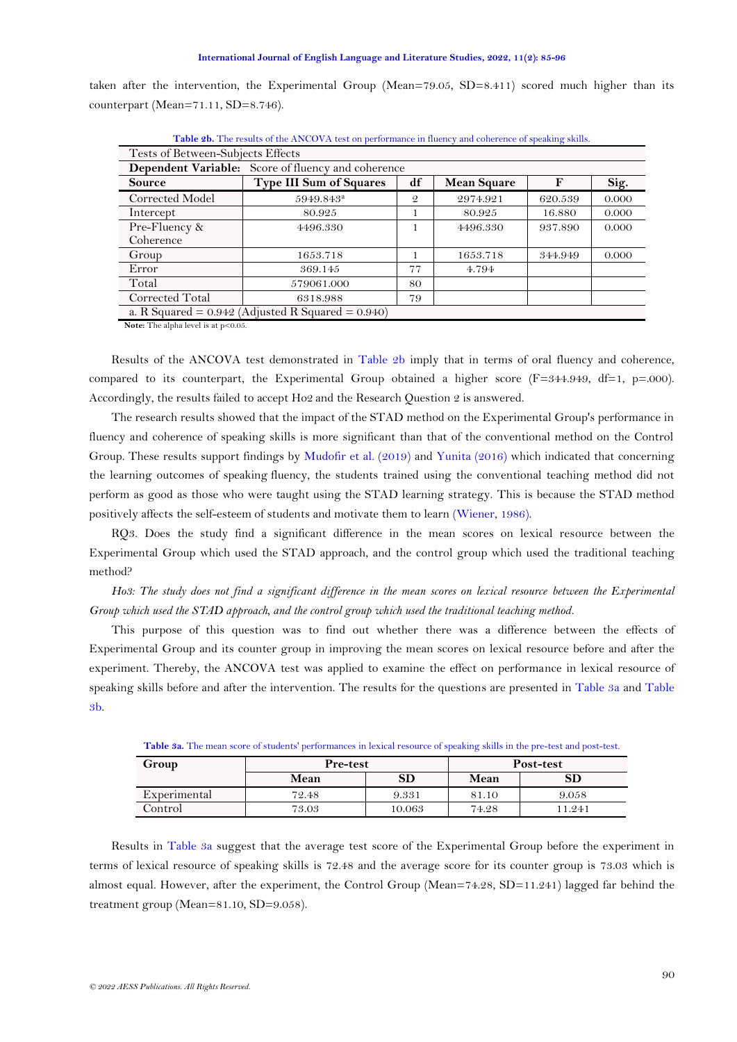taken after the intervention, the Experimental Group (Mean=79.05, SD=8.411) scored much higher than its counterpart (Mean=71.11, SD=8.746).

**Table 2b.** The results of the ANCOVA test on performance in fluency and coherence of speaking skills.

| Tests of Between-Subjects Effects | | | | | |
|---|---|---|---|---|---|
| **Dependent Variable:** Score of fluency and coherence | | | | | |
| **Source** | **Type III Sum of Squares** | **df** | **Mean Square** | **F** | **Sig.** |
| Corrected Model | 5949.843[a] | 2 | 2974.921 | 620.539 | 0.000 |
| Intercept | 80.925 | 1 | 80.925 | 16.880 | 0.000 |
| Pre-Fluency & Coherence | 4496.330 | 1 | 4496.330 | 937.890 | 0.000 |
| Group | 1653.718 | 1 | 1653.718 | 344.949 | 0.000 |
| Error | 369.145 | 77 | 4.794 | | |
| Total | 579061.000 | 80 | | | |
| Corrected Total | 6318.988 | 79 | | | |
| a. R Squared = 0.942 (Adjusted R Squared = 0.940) | | | | | |

**Note:** The alpha level is at $p<0.05$.

Results of the ANCOVA test demonstrated in Table 2b imply that in terms of oral fluency and coherence, compared to its counterpart, the Experimental Group obtained a higher score (F=344.949, df=1, p=.000). Accordingly, the results failed to accept Ho2 and the Research Question 2 is answered.

The research results showed that the impact of the STAD method on the Experimental Group's performance in fluency and coherence of speaking skills is more significant than that of the conventional method on the Control Group. These results support findings by Mudofir et al. (2019) and Yunita (2016) which indicated that concerning the learning outcomes of speaking fluency, the students trained using the conventional teaching method did not perform as good as those who were taught using the STAD learning strategy. This is because the STAD method positively affects the self-esteem of students and motivate them to learn (Wiener, 1986).

RQ3. Does the study find a significant difference in the mean scores on lexical resource between the Experimental Group which used the STAD approach, and the control group which used the traditional teaching method?

*Ho3: The study does not find a significant difference in the mean scores on lexical resource between the Experimental Group which used the STAD approach, and the control group which used the traditional teaching method.*

This purpose of this question was to find out whether there was a difference between the effects of Experimental Group and its counter group in improving the mean scores on lexical resource before and after the experiment. Thereby, the ANCOVA test was applied to examine the effect on performance in lexical resource of speaking skills before and after the intervention. The results for the questions are presented in Table 3a and Table 3b.

**Table 3a.** The mean score of students' performances in lexical resource of speaking skills in the pre-test and post-test.

| Group | Pre-test | | Post-test | |
|---|---|---|---|---|
| | **Mean** | **SD** | **Mean** | **SD** |
| Experimental | 72.48 | 9.331 | 81.10 | 9.058 |
| Control | 73.03 | 10.063 | 74.28 | 11.241 |

Results in Table 3a suggest that the average test score of the Experimental Group before the experiment in terms of lexical resource of speaking skills is 72.48 and the average score for its counter group is 73.03 which is almost equal. However, after the experiment, the Control Group (Mean=74.28, SD=11.241) lagged far behind the treatment group (Mean=81.10, SD=9.058).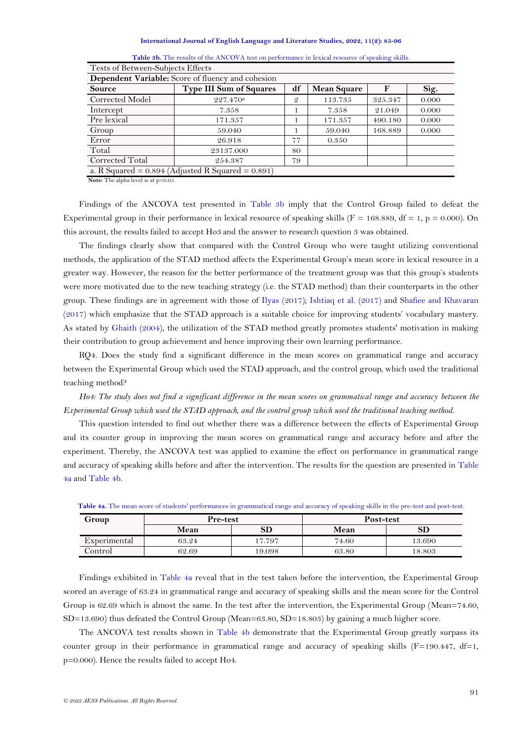**Table 3b.** The results of the ANCOVA test on performance in lexical resource of speaking skills.

| Tests of Between-Subjects Effects | | | | | |
|---|---|---|---|---|---|
| **Dependent Variable:** Score of fluency and cohesion | | | | | |
| **Source** | **Type III Sum of Squares** | **df** | **Mean Square** | **F** | **Sig.** |
| Corrected Model | 227.470[a] | 2 | 113.735 | 325.347 | 0.000 |
| Intercept | 7.358 | 1 | 7.358 | 21.049 | 0.000 |
| Pre lexical | 171.357 | 1 | 171.357 | 490.180 | 0.000 |
| Group | 59.040 | 1 | 59.040 | 168.889 | 0.000 |
| Error | 26.918 | 77 | 0.350 | | |
| Total | 23137.000 | 80 | | | |
| Corrected Total | 254.387 | 79 | | | |
| a. R Squared = 0.894 (Adjusted R Squared = 0.891) | | | | | |

**Note:** The alpha level is at $p<0.05$.

Findings of the ANCOVA test presented in Table 3b imply that the Control Group failed to defeat the Experimental group in their performance in lexical resource of speaking skills ($F = 168.889$, $df = 1$, $p = 0.000$). On this account, the results failed to accept Ho3 and the answer to research question 3 was obtained.

The findings clearly show that compared with the Control Group who were taught utilizing conventional methods, the application of the STAD method affects the Experimental Group's mean score in lexical resource in a greater way. However, the reason for the better performance of the treatment group was that this group's students were more motivated due to the new teaching strategy (i.e. the STAD method) than their counterparts in the other group. These findings are in agreement with those of Ilyas (2017); Ishtiaq et al. (2017) and Shafiee and Khavaran (2017) which emphasize that the STAD approach is a suitable choice for improving students' vocabulary mastery. As stated by Ghaith (2004), the utilization of the STAD method greatly promotes students' motivation in making their contribution to group achievement and hence improving their own learning performance.

RQ4. Does the study find a significant difference in the mean scores on grammatical range and accuracy between the Experimental Group which used the STAD approach, and the control group, which used the traditional teaching method?

*Ho4: The study does not find a significant difference in the mean scores on grammatical range and accuracy between the Experimental Group which used the STAD approach, and the control group which used the traditional teaching method.*

This question intended to find out whether there was a difference between the effects of Experimental Group and its counter group in improving the mean scores on grammatical range and accuracy before and after the experiment. Thereby, the ANCOVA test was applied to examine the effect on performance in grammatical range and accuracy of speaking skills before and after the intervention. The results for the question are presented in Table 4a and Table 4b.

**Table 4a.** The mean score of students' performances in grammatical range and accuracy of speaking skills in the pre-test and post-test.

| Group | Pre-test | | Post-test | |
|---|---|---|---|---|
| | Mean | SD | Mean | SD |
| Experimental | 63.24 | 17.797 | 74.60 | 13.690 |
| Control | 62.69 | 19.098 | 63.80 | 18.803 |

Findings exhibited in Table 4a reveal that in the test taken before the intervention, the Experimental Group scored an average of 63.24 in grammatical range and accuracy of speaking skills and the mean score for the Control Group is 62.69 which is almost the same. In the test after the intervention, the Experimental Group (Mean=74.60, SD=13.690) thus defeated the Control Group (Mean=63.80, SD=18.803) by gaining a much higher score.

The ANCOVA test results shown in Table 4b demonstrate that the Experimental Group greatly surpass its counter group in their performance in grammatical range and accuracy of speaking skills ($F=190.447$, $df=1$, $p=0.000$). Hence the results failed to accept Ho4.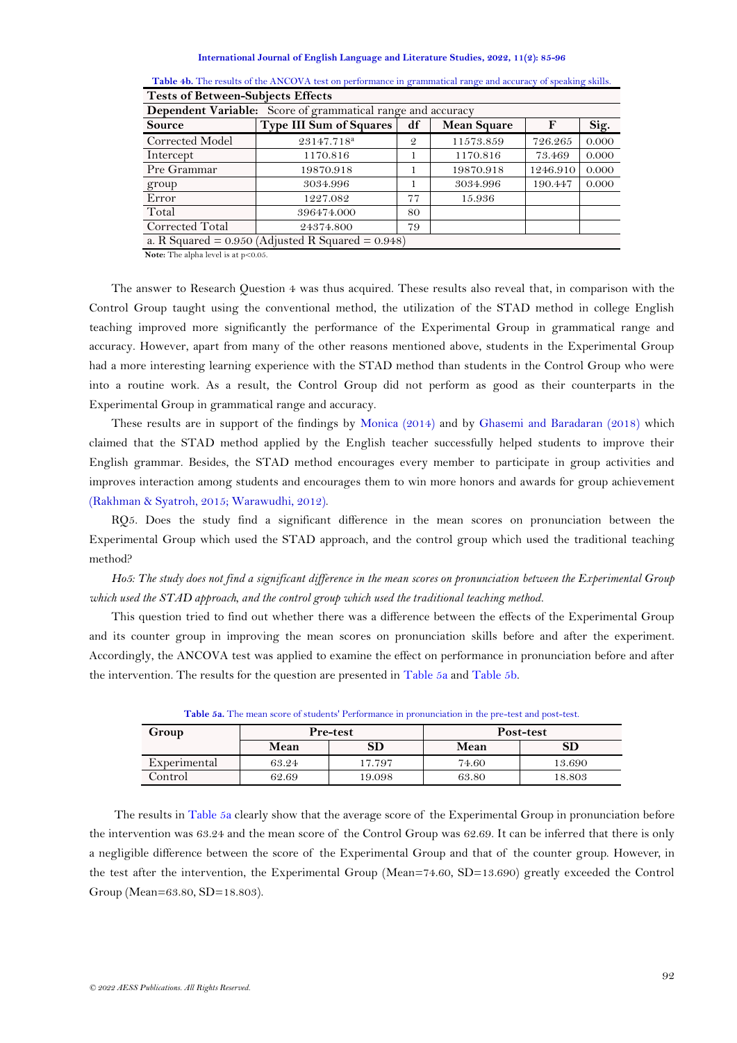**Table 4b.** The results of the ANCOVA test on performance in grammatical range and accuracy of speaking skills.

| Tests of Between-Subjects Effects | | | | | |
|---|---|---|---|---|---|
| **Dependent Variable:** Score of grammatical range and accuracy | | | | | |
| **Source** | **Type III Sum of Squares** | **df** | **Mean Square** | **F** | **Sig.** |
| Corrected Model | 23147.718[a] | 2 | 11573.859 | 726.265 | 0.000 |
| Intercept | 1170.816 | 1 | 1170.816 | 73.469 | 0.000 |
| Pre Grammar | 19870.918 | 1 | 19870.918 | 1246.910 | 0.000 |
| group | 3034.996 | 1 | 3034.996 | 190.447 | 0.000 |
| Error | 1227.082 | 77 | 15.936 | | |
| Total | 396474.000 | 80 | | | |
| Corrected Total | 24374.800 | 79 | | | |
| a. R Squared = 0.950 (Adjusted R Squared = 0.948) | | | | | |

**Note:** The alpha level is at $p<0.05$.

The answer to Research Question 4 was thus acquired. These results also reveal that, in comparison with the Control Group taught using the conventional method, the utilization of the STAD method in college English teaching improved more significantly the performance of the Experimental Group in grammatical range and accuracy. However, apart from many of the other reasons mentioned above, students in the Experimental Group had a more interesting learning experience with the STAD method than students in the Control Group who were into a routine work. As a result, the Control Group did not perform as good as their counterparts in the Experimental Group in grammatical range and accuracy.

These results are in support of the findings by Monica (2014) and by Ghasemi and Baradaran (2018) which claimed that the STAD method applied by the English teacher successfully helped students to improve their English grammar. Besides, the STAD method encourages every member to participate in group activities and improves interaction among students and encourages them to win more honors and awards for group achievement (Rakhman & Syatroh, 2015; Warawudhi, 2012).

RQ5. Does the study find a significant difference in the mean scores on pronunciation between the Experimental Group which used the STAD approach, and the control group which used the traditional teaching method?

*Ho5: The study does not find a significant difference in the mean scores on pronunciation between the Experimental Group which used the STAD approach, and the control group which used the traditional teaching method.*

This question tried to find out whether there was a difference between the effects of the Experimental Group and its counter group in improving the mean scores on pronunciation skills before and after the experiment. Accordingly, the ANCOVA test was applied to examine the effect on performance in pronunciation before and after the intervention. The results for the question are presented in Table 5a and Table 5b.

**Table 5a.** The mean score of students' Performance in pronunciation in the pre-test and post-test.

| Group | Pre-test | | Post-test | |
|---|---|---|---|---|
| | **Mean** | **SD** | **Mean** | **SD** |
| Experimental | 63.24 | 17.797 | 74.60 | 13.690 |
| Control | 62.69 | 19.098 | 63.80 | 18.803 |

The results in Table 5a clearly show that the average score of the Experimental Group in pronunciation before the intervention was 63.24 and the mean score of the Control Group was 62.69. It can be inferred that there is only a negligible difference between the score of the Experimental Group and that of the counter group. However, in the test after the intervention, the Experimental Group (Mean=74.60, SD=13.690) greatly exceeded the Control Group (Mean=63.80, SD=18.803).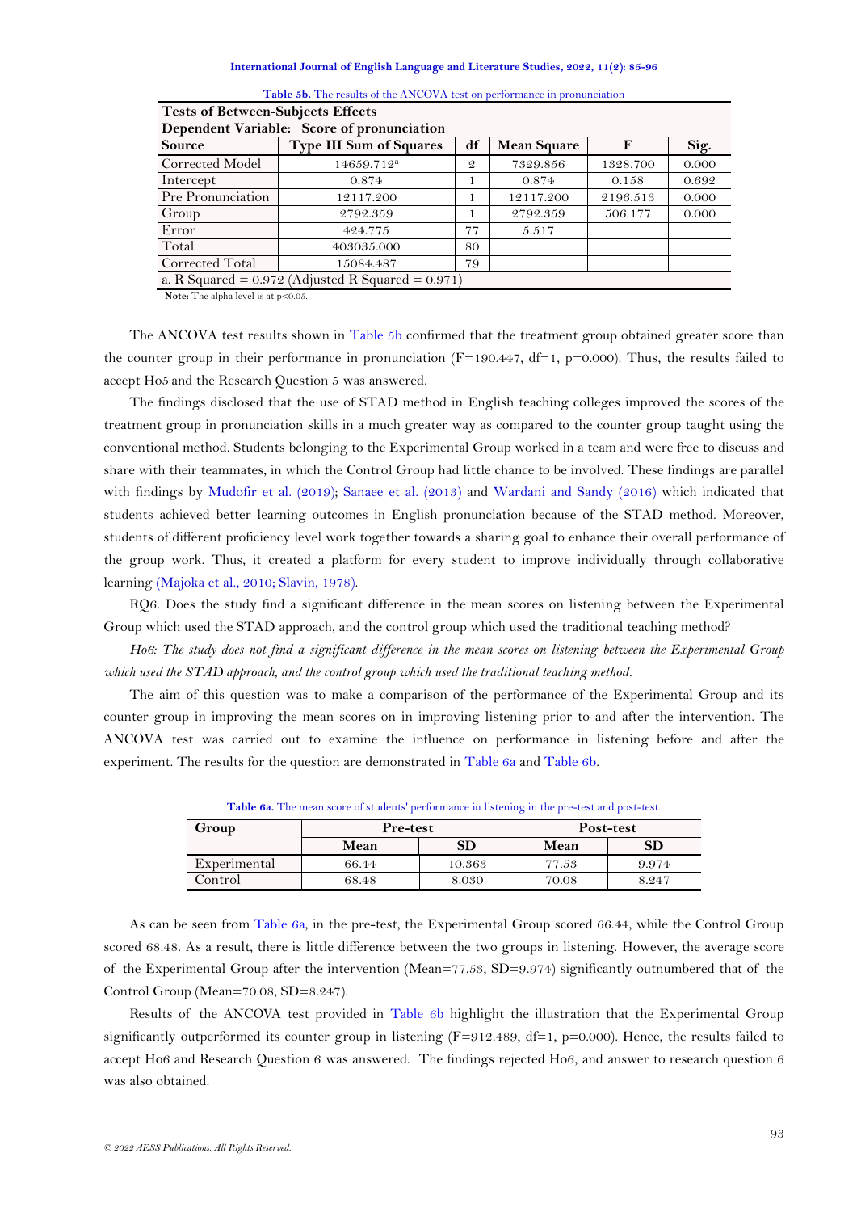**Table 5b.** The results of the ANCOVA test on performance in pronunciation

| Tests of Between-Subjects Effects | | | | | |
|---|---|---|---|---|---|
| **Dependent Variable: Score of pronunciation** | | | | | |
| **Source** | **Type III Sum of Squares** | **df** | **Mean Square** | **F** | **Sig.** |
| Corrected Model | 14659.712[a] | 2 | 7329.856 | 1328.700 | 0.000 |
| Intercept | 0.874 | 1 | 0.874 | 0.158 | 0.692 |
| Pre Pronunciation | 12117.200 | 1 | 12117.200 | 2196.513 | 0.000 |
| Group | 2792.359 | 1 | 2792.359 | 506.177 | 0.000 |
| Error | 424.775 | 77 | 5.517 | | |
| Total | 403035.000 | 80 | | | |
| Corrected Total | 15084.487 | 79 | | | |
| a. R Squared = 0.972 (Adjusted R Squared = 0.971) | | | | | |

**Note:** The alpha level is at $p<0.05$.

The ANCOVA test results shown in Table 5b confirmed that the treatment group obtained greater score than the counter group in their performance in pronunciation (F=190.447, df=1, p=0.000). Thus, the results failed to accept Ho5 and the Research Question 5 was answered.

The findings disclosed that the use of STAD method in English teaching colleges improved the scores of the treatment group in pronunciation skills in a much greater way as compared to the counter group taught using the conventional method. Students belonging to the Experimental Group worked in a team and were free to discuss and share with their teammates, in which the Control Group had little chance to be involved. These findings are parallel with findings by Mudofir et al. (2019); Sanaee et al. (2013) and Wardani and Sandy (2016) which indicated that students achieved better learning outcomes in English pronunciation because of the STAD method. Moreover, students of different proficiency level work together towards a sharing goal to enhance their overall performance of the group work. Thus, it created a platform for every student to improve individually through collaborative learning (Majoka et al., 2010; Slavin, 1978).

RQ6. Does the study find a significant difference in the mean scores on listening between the Experimental Group which used the STAD approach, and the control group which used the traditional teaching method?

*Ho6: The study does not find a significant difference in the mean scores on listening between the Experimental Group which used the STAD approach, and the control group which used the traditional teaching method.*

The aim of this question was to make a comparison of the performance of the Experimental Group and its counter group in improving the mean scores on in improving listening prior to and after the intervention. The ANCOVA test was carried out to examine the influence on performance in listening before and after the experiment. The results for the question are demonstrated in Table 6a and Table 6b.

**Table 6a.** The mean score of students' performance in listening in the pre-test and post-test.

| Group | Pre-test | | Post-test | |
|---|---|---|---|---|
| | **Mean** | **SD** | **Mean** | **SD** |
| Experimental | 66.44 | 10.363 | 77.53 | 9.974 |
| Control | 68.48 | 8.030 | 70.08 | 8.247 |

As can be seen from Table 6a, in the pre-test, the Experimental Group scored 66.44, while the Control Group scored 68.48. As a result, there is little difference between the two groups in listening. However, the average score of the Experimental Group after the intervention (Mean=77.53, SD=9.974) significantly outnumbered that of the Control Group (Mean=70.08, SD=8.247).

Results of the ANCOVA test provided in Table 6b highlight the illustration that the Experimental Group significantly outperformed its counter group in listening (F=912.489, df=1, p=0.000). Hence, the results failed to accept Ho6 and Research Question 6 was answered. The findings rejected Ho6, and answer to research question 6 was also obtained.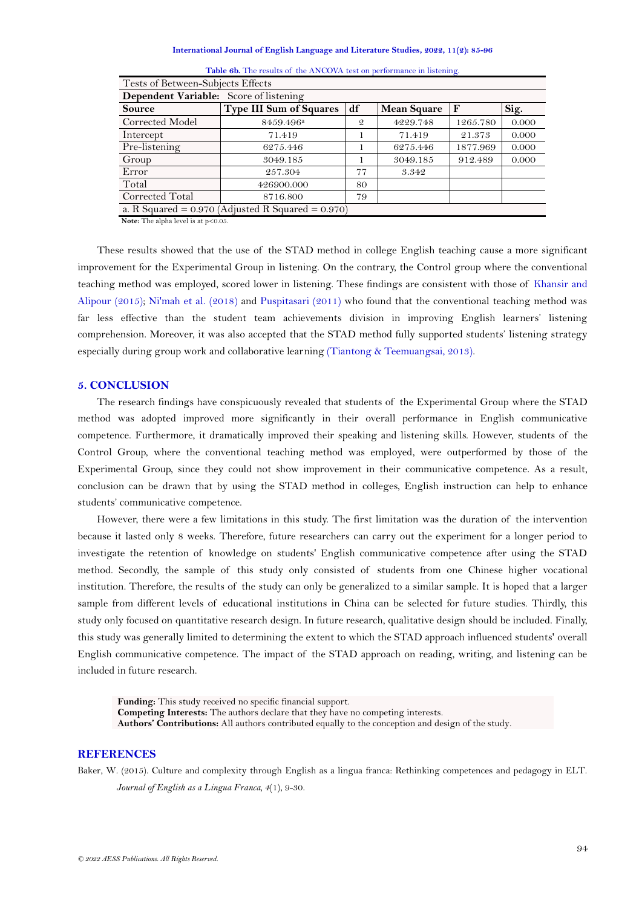**Table 6b.** The results of the ANCOVA test on performance in listening.

| Tests of Between-Subjects Effects | | | | | |
|---|---|---|---|---|---|
| **Dependent Variable:** Score of listening | | | | | |
| **Source** | **Type III Sum of Squares** | **df** | **Mean Square** | **F** | **Sig.** |
| Corrected Model | 8459.496[a] | 2 | 4229.748 | 1265.780 | 0.000 |
| Intercept | 71.419 | 1 | 71.419 | 21.373 | 0.000 |
| Pre-listening | 6275.446 | 1 | 6275.446 | 1877.969 | 0.000 |
| Group | 3049.185 | 1 | 3049.185 | 912.489 | 0.000 |
| Error | 257.304 | 77 | 3.342 | | |
| Total | 426900.000 | 80 | | | |
| Corrected Total | 8716.800 | 79 | | | |
| a. R Squared = 0.970 (Adjusted R Squared = 0.970) | | | | | |

**Note:** The alpha level is at $p<0.05$.

These results showed that the use of the STAD method in college English teaching cause a more significant improvement for the Experimental Group in listening. On the contrary, the Control group where the conventional teaching method was employed, scored lower in listening. These findings are consistent with those of Khansir and Alipour (2015); Ni'mah et al. (2018) and Puspitasari (2011) who found that the conventional teaching method was far less effective than the student team achievements division in improving English learners' listening comprehension. Moreover, it was also accepted that the STAD method fully supported students' listening strategy especially during group work and collaborative learning (Tiantong & Teemuangsai, 2013).

## 5. CONCLUSION

The research findings have conspicuously revealed that students of the Experimental Group where the STAD method was adopted improved more significantly in their overall performance in English communicative competence. Furthermore, it dramatically improved their speaking and listening skills. However, students of the Control Group, where the conventional teaching method was employed, were outperformed by those of the Experimental Group, since they could not show improvement in their communicative competence. As a result, conclusion can be drawn that by using the STAD method in colleges, English instruction can help to enhance students' communicative competence.

However, there were a few limitations in this study. The first limitation was the duration of the intervention because it lasted only 8 weeks. Therefore, future researchers can carry out the experiment for a longer period to investigate the retention of knowledge on students' English communicative competence after using the STAD method. Secondly, the sample of this study only consisted of students from one Chinese higher vocational institution. Therefore, the results of the study can only be generalized to a similar sample. It is hoped that a larger sample from different levels of educational institutions in China can be selected for future studies. Thirdly, this study only focused on quantitative research design. In future research, qualitative design should be included. Finally, this study was generally limited to determining the extent to which the STAD approach influenced students' overall English communicative competence. The impact of the STAD approach on reading, writing, and listening can be included in future research.

**Funding:** This study received no specific financial support.
**Competing Interests:** The authors declare that they have no competing interests.
**Authors' Contributions:** All authors contributed equally to the conception and design of the study.

## REFERENCES

Baker, W. (2015). Culture and complexity through English as a lingua franca: Rethinking competences and pedagogy in ELT. *Journal of English as a Lingua Franca, 4*(1), 9-30.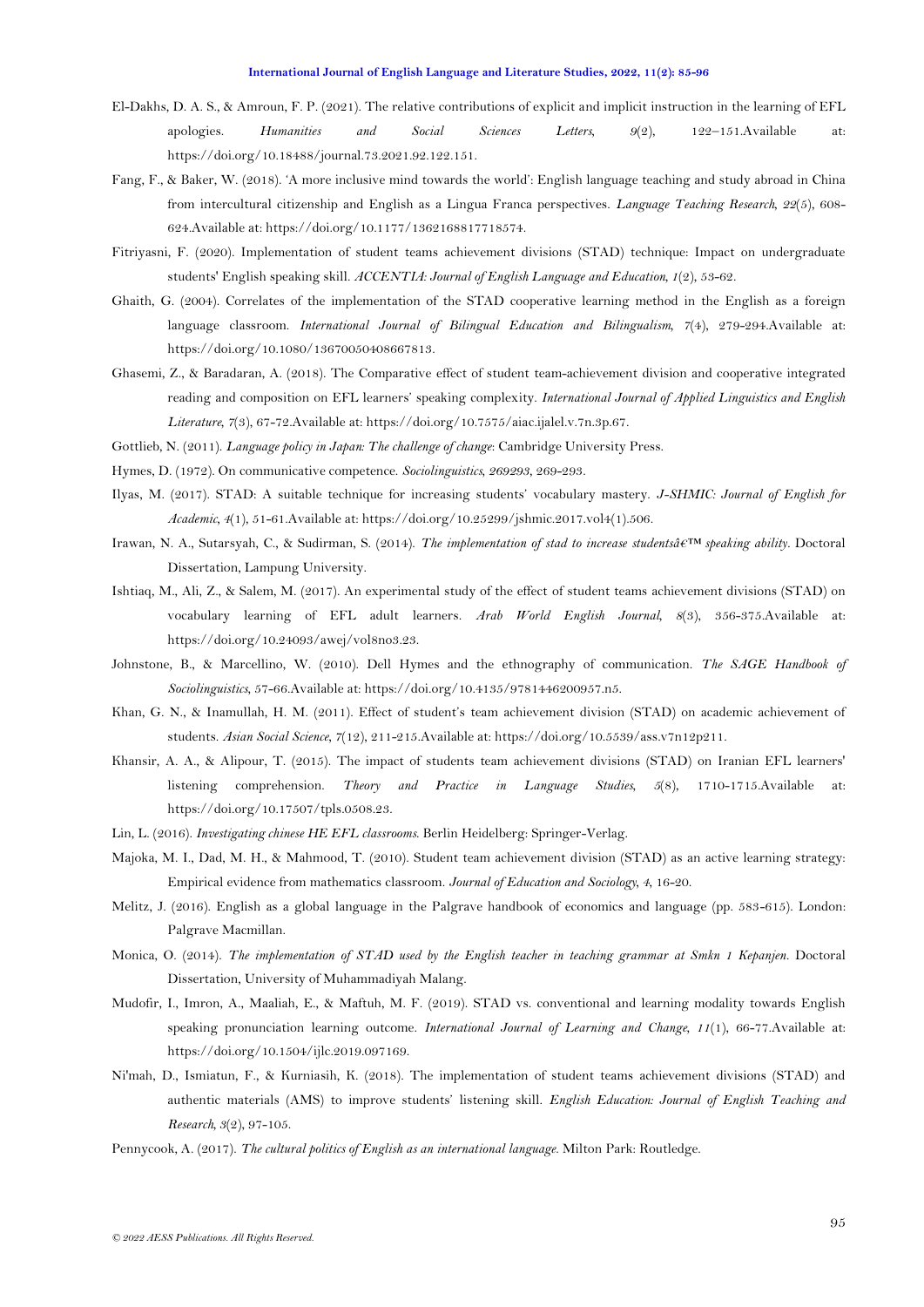El-Dakhs, D. A. S., & Amroun, F. P. (2021). The relative contributions of explicit and implicit instruction in the learning of EFL apologies. *Humanities and Social Sciences Letters*, *9*(2), 122–151.Available at: https://doi.org/10.18488/journal.73.2021.92.122.151.

Fang, F., & Baker, W. (2018). 'A more inclusive mind towards the world': English language teaching and study abroad in China from intercultural citizenship and English as a Lingua Franca perspectives. *Language Teaching Research*, *22*(5), 608-624.Available at: https://doi.org/10.1177/1362168817718574.

Fitriyasni, F. (2020). Implementation of student teams achievement divisions (STAD) technique: Impact on undergraduate students' English speaking skill. *ACCENTIA: Journal of English Language and Education*, *1*(2), 53-62.

Ghaith, G. (2004). Correlates of the implementation of the STAD cooperative learning method in the English as a foreign language classroom. *International Journal of Bilingual Education and Bilingualism*, *7*(4), 279-294.Available at: https://doi.org/10.1080/13670050408667813.

Ghasemi, Z., & Baradaran, A. (2018). The Comparative effect of student team-achievement division and cooperative integrated reading and composition on EFL learners' speaking complexity. *International Journal of Applied Linguistics and English Literature*, *7*(3), 67-72.Available at: https://doi.org/10.7575/aiac.ijalel.v.7n.3p.67.

Gottlieb, N. (2011). *Language policy in Japan: The challenge of change*: Cambridge University Press.

Hymes, D. (1972). On communicative competence. *Sociolinguistics*, *269293*, 269-293.

Ilyas, M. (2017). STAD: A suitable technique for increasing students' vocabulary mastery. *J-SHMIC: Journal of English for Academic*, *4*(1), 51-61.Available at: https://doi.org/10.25299/jshmic.2017.vol4(1).506.

Irawan, N. A., Sutarsyah, C., & Sudirman, S. (2014). *The implementation of stad to increase studentsâ€™ speaking ability*. Doctoral Dissertation, Lampung University.

Ishtiaq, M., Ali, Z., & Salem, M. (2017). An experimental study of the effect of student teams achievement divisions (STAD) on vocabulary learning of EFL adult learners. *Arab World English Journal*, *8*(3), 356-375.Available at: https://doi.org/10.24093/awej/vol8no3.23.

Johnstone, B., & Marcellino, W. (2010). Dell Hymes and the ethnography of communication. *The SAGE Handbook of Sociolinguistics*, 57-66.Available at: https://doi.org/10.4135/9781446200957.n5.

Khan, G. N., & Inamullah, H. M. (2011). Effect of student's team achievement division (STAD) on academic achievement of students. *Asian Social Science*, *7*(12), 211-215.Available at: https://doi.org/10.5539/ass.v7n12p211.

Khansir, A. A., & Alipour, T. (2015). The impact of students team achievement divisions (STAD) on Iranian EFL learners' listening comprehension. *Theory and Practice in Language Studies*, *5*(8), 1710-1715.Available at: https://doi.org/10.17507/tpls.0508.23.

Lin, L. (2016). *Investigating chinese HE EFL classrooms*. Berlin Heidelberg: Springer-Verlag.

Majoka, M. I., Dad, M. H., & Mahmood, T. (2010). Student team achievement division (STAD) as an active learning strategy: Empirical evidence from mathematics classroom. *Journal of Education and Sociology*, *4*, 16-20.

Melitz, J. (2016). English as a global language in the Palgrave handbook of economics and language (pp. 583-615). London: Palgrave Macmillan.

Monica, O. (2014). *The implementation of STAD used by the English teacher in teaching grammar at Smkn 1 Kepanjen*. Doctoral Dissertation, University of Muhammadiyah Malang.

Mudofir, I., Imron, A., Maaliah, E., & Maftuh, M. F. (2019). STAD vs. conventional and learning modality towards English speaking pronunciation learning outcome. *International Journal of Learning and Change*, *11*(1), 66-77.Available at: https://doi.org/10.1504/ijlc.2019.097169.

Ni'mah, D., Ismiatun, F., & Kurniasih, K. (2018). The implementation of student teams achievement divisions (STAD) and authentic materials (AMS) to improve students' listening skill. *English Education: Journal of English Teaching and Research*, *3*(2), 97-105.

Pennycook, A. (2017). *The cultural politics of English as an international language*. Milton Park: Routledge.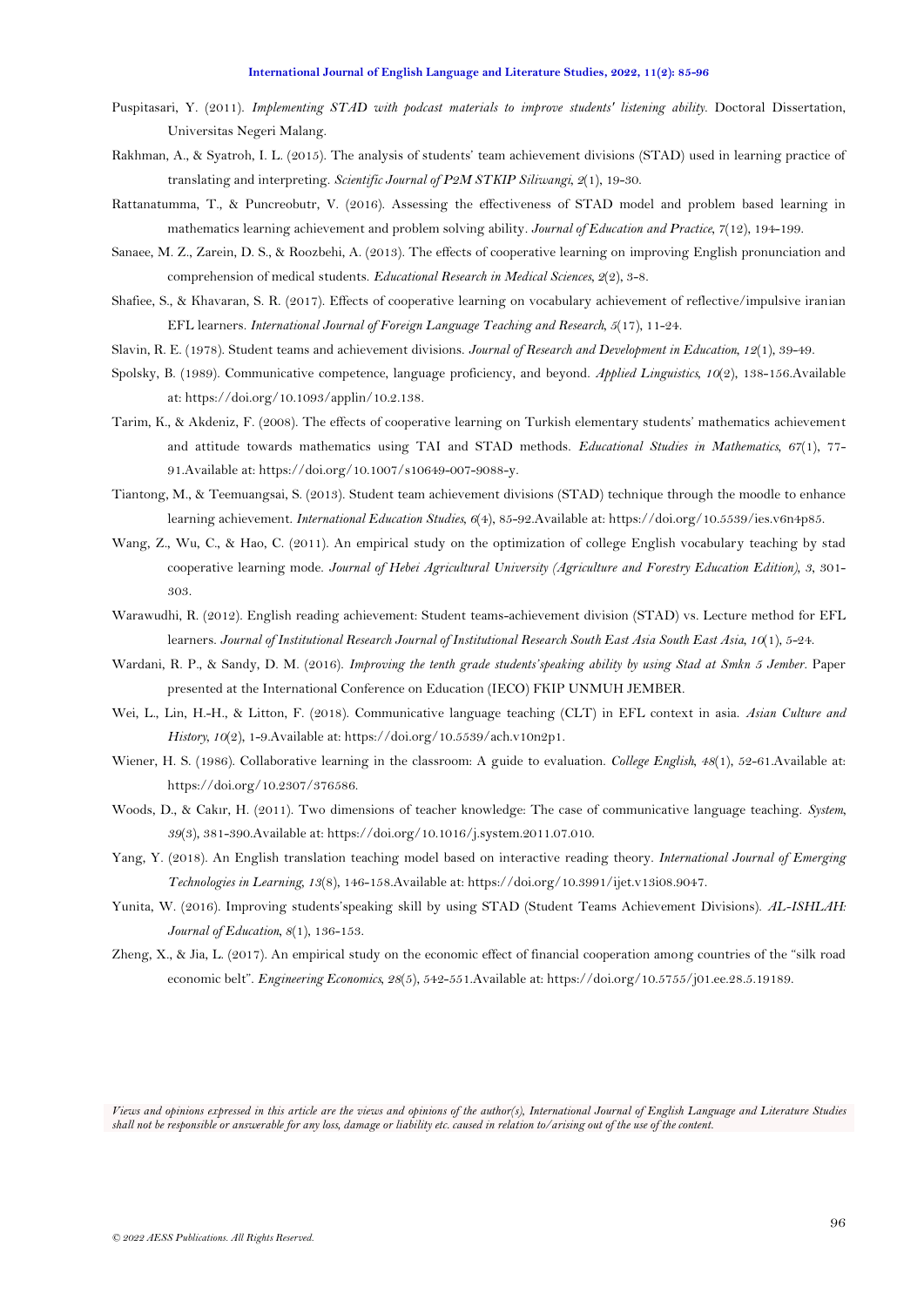Puspitasari, Y. (2011). *Implementing STAD with podcast materials to improve students' listening ability.* Doctoral Dissertation, Universitas Negeri Malang.

Rakhman, A., & Syatroh, I. L. (2015). The analysis of students' team achievement divisions (STAD) used in learning practice of translating and interpreting. *Scientific Journal of P2M STKIP Siliwangi*, *2*(1), 19-30.

Rattanatumma, T., & Puncreobutr, V. (2016). Assessing the effectiveness of STAD model and problem based learning in mathematics learning achievement and problem solving ability. *Journal of Education and Practice*, *7*(12), 194-199.

Sanaee, M. Z., Zarein, D. S., & Roozbehi, A. (2013). The effects of cooperative learning on improving English pronunciation and comprehension of medical students. *Educational Research in Medical Sciences*, *2*(2), 3-8.

Shafiee, S., & Khavaran, S. R. (2017). Effects of cooperative learning on vocabulary achievement of reflective/impulsive iranian EFL learners. *International Journal of Foreign Language Teaching and Research*, *5*(17), 11-24.

Slavin, R. E. (1978). Student teams and achievement divisions. *Journal of Research and Development in Education*, *12*(1), 39-49.

Spolsky, B. (1989). Communicative competence, language proficiency, and beyond. *Applied Linguistics*, *10*(2), 138-156.Available at: https://doi.org/10.1093/applin/10.2.138.

Tarim, K., & Akdeniz, F. (2008). The effects of cooperative learning on Turkish elementary students' mathematics achievement and attitude towards mathematics using TAI and STAD methods. *Educational Studies in Mathematics*, *67*(1), 77-91.Available at: https://doi.org/10.1007/s10649-007-9088-y.

Tiantong, M., & Teemuangsai, S. (2013). Student team achievement divisions (STAD) technique through the moodle to enhance learning achievement. *International Education Studies*, *6*(4), 85-92.Available at: https://doi.org/10.5539/ies.v6n4p85.

Wang, Z., Wu, C., & Hao, C. (2011). An empirical study on the optimization of college English vocabulary teaching by stad cooperative learning mode. *Journal of Hebei Agricultural University (Agriculture and Forestry Education Edition)*, *3*, 301-303.

Warawudhi, R. (2012). English reading achievement: Student teams-achievement division (STAD) vs. Lecture method for EFL learners. *Journal of Institutional Research Journal of Institutional Research South East Asia South East Asia*, *10*(1), 5-24.

Wardani, R. P., & Sandy, D. M. (2016). *Improving the tenth grade students'speaking ability by using Stad at Smkn 5 Jember.* Paper presented at the International Conference on Education (IECO) FKIP UNMUH JEMBER.

Wei, L., Lin, H.-H., & Litton, F. (2018). Communicative language teaching (CLT) in EFL context in asia. *Asian Culture and History*, *10*(2), 1-9.Available at: https://doi.org/10.5539/ach.v10n2p1.

Wiener, H. S. (1986). Collaborative learning in the classroom: A guide to evaluation. *College English*, *48*(1), 52-61.Available at: https://doi.org/10.2307/376586.

Woods, D., & Cakır, H. (2011). Two dimensions of teacher knowledge: The case of communicative language teaching. *System*, *39*(3), 381-390.Available at: https://doi.org/10.1016/j.system.2011.07.010.

Yang, Y. (2018). An English translation teaching model based on interactive reading theory. *International Journal of Emerging Technologies in Learning*, *13*(8), 146-158.Available at: https://doi.org/10.3991/ijet.v13i08.9047.

Yunita, W. (2016). Improving students'speaking skill by using STAD (Student Teams Achievement Divisions). *AL-ISHLAH: Journal of Education*, *8*(1), 136-153.

Zheng, X., & Jia, L. (2017). An empirical study on the economic effect of financial cooperation among countries of the "silk road economic belt". *Engineering Economics*, *28*(5), 542-551.Available at: https://doi.org/10.5755/j01.ee.28.5.19189.

*Views and opinions expressed in this article are the views and opinions of the author(s), International Journal of English Language and Literature Studies shall not be responsible or answerable for any loss, damage or liability etc. caused in relation to/arising out of the use of the content.*